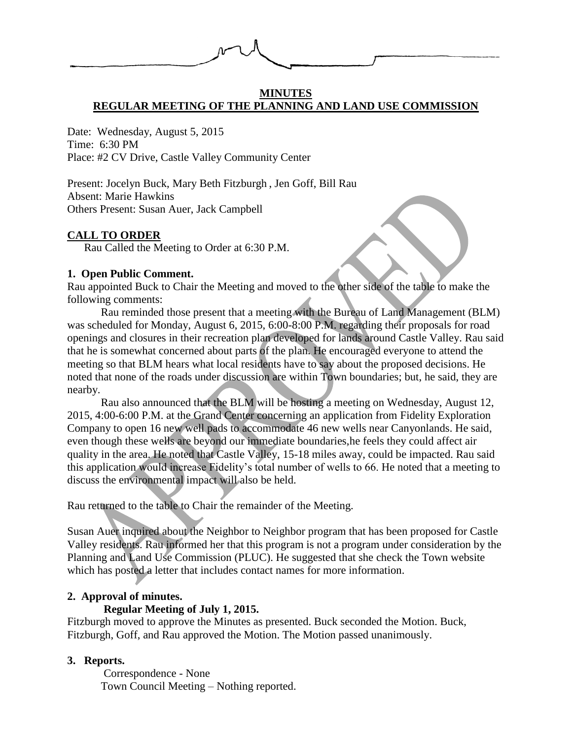**MINUTES**
**REGULAR MEETING OF THE PLANNING AND LAND USE COMMISSION**

Date: Wednesday, August 5, 2015
Time: 6:30 PM
Place: #2 CV Drive, Castle Valley Community Center

Present: Jocelyn Buck, Mary Beth Fitzburgh , Jen Goff, Bill Rau
Absent: Marie Hawkins
Others Present: Susan Auer, Jack Campbell

**CALL TO ORDER**

Rau Called the Meeting to Order at 6:30 P.M.

**1. Open Public Comment.**

Rau appointed Buck to Chair the Meeting and moved to the other side of the table to make the following comments:

Rau reminded those present that a meeting with the Bureau of Land Management (BLM) was scheduled for Monday, August 6, 2015, 6:00-8:00 P.M. regarding their proposals for road openings and closures in their recreation plan developed for lands around Castle Valley. Rau said that he is somewhat concerned about parts of the plan. He encouraged everyone to attend the meeting so that BLM hears what local residents have to say about the proposed decisions. He noted that none of the roads under discussion are within Town boundaries; but, he said, they are nearby.

Rau also announced that the BLM will be hosting a meeting on Wednesday, August 12, 2015, 4:00-6:00 P.M. at the Grand Center concerning an application from Fidelity Exploration Company to open 16 new well pads to accommodate 46 new wells near Canyonlands. He said, even though these wells are beyond our immediate boundaries,he feels they could affect air quality in the area. He noted that Castle Valley, 15-18 miles away, could be impacted. Rau said this application would increase Fidelity's total number of wells to 66. He noted that a meeting to discuss the environmental impact will also be held.

Rau returned to the table to Chair the remainder of the Meeting.

Susan Auer inquired about the Neighbor to Neighbor program that has been proposed for Castle Valley residents. Rau informed her that this program is not a program under consideration by the Planning and Land Use Commission (PLUC). He suggested that she check the Town website which has posted a letter that includes contact names for more information.

**2. Approval of minutes.**

**Regular Meeting of July 1, 2015.**

Fitzburgh moved to approve the Minutes as presented. Buck seconded the Motion. Buck, Fitzburgh, Goff, and Rau approved the Motion. The Motion passed unanimously.

**3. Reports.**

Correspondence - None
Town Council Meeting – Nothing reported.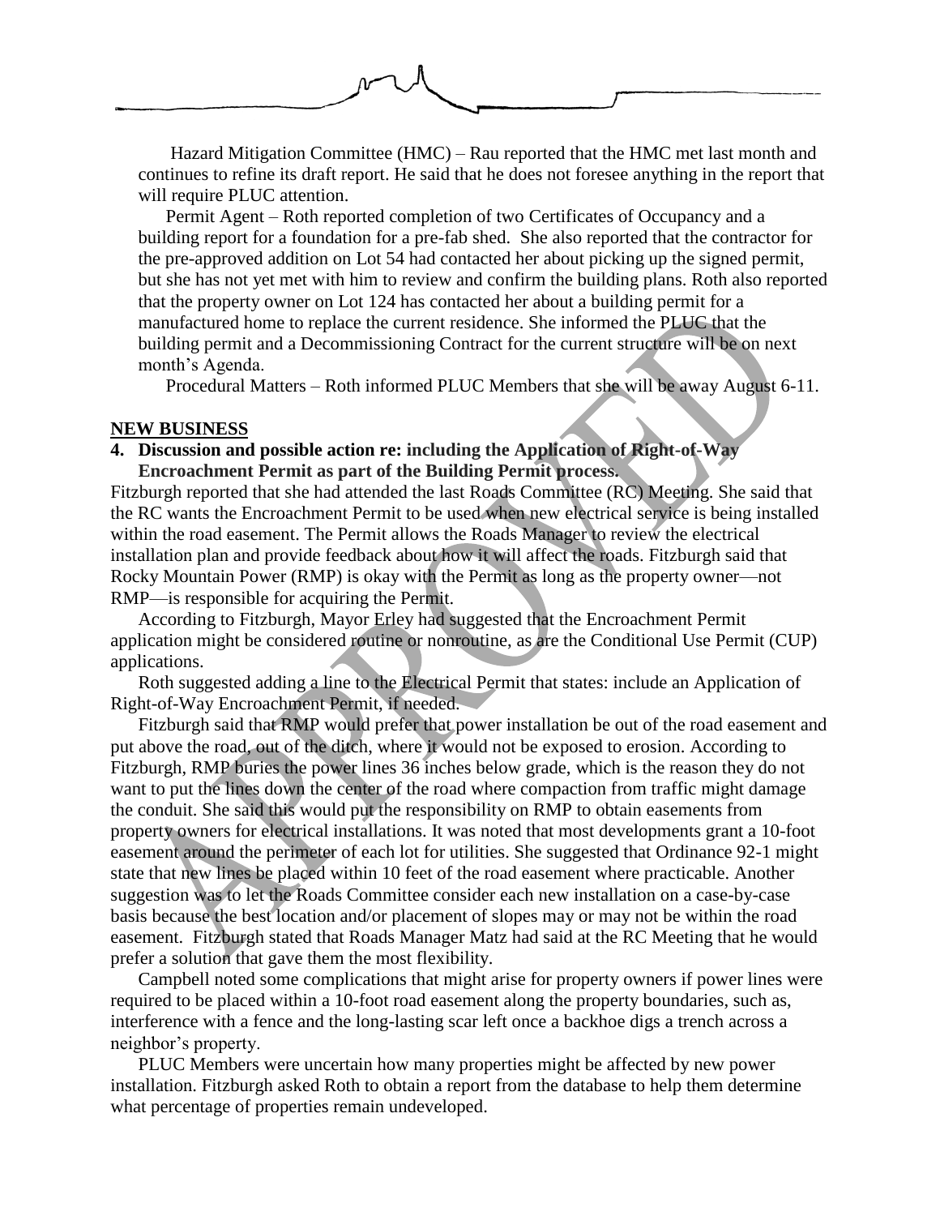Hazard Mitigation Committee (HMC) – Rau reported that the HMC met last month and continues to refine its draft report. He said that he does not foresee anything in the report that will require PLUC attention.

Permit Agent – Roth reported completion of two Certificates of Occupancy and a building report for a foundation for a pre-fab shed. She also reported that the contractor for the pre-approved addition on Lot 54 had contacted her about picking up the signed permit, but she has not yet met with him to review and confirm the building plans. Roth also reported that the property owner on Lot 124 has contacted her about a building permit for a manufactured home to replace the current residence. She informed the PLUC that the building permit and a Decommissioning Contract for the current structure will be on next month's Agenda.

Procedural Matters – Roth informed PLUC Members that she will be away August 6-11.

## NEW BUSINESS

**4. Discussion and possible action re: including the Application of Right-of-Way Encroachment Permit as part of the Building Permit process.**

Fitzburgh reported that she had attended the last Roads Committee (RC) Meeting. She said that the RC wants the Encroachment Permit to be used when new electrical service is being installed within the road easement. The Permit allows the Roads Manager to review the electrical installation plan and provide feedback about how it will affect the roads. Fitzburgh said that Rocky Mountain Power (RMP) is okay with the Permit as long as the property owner—not RMP—is responsible for acquiring the Permit.

According to Fitzburgh, Mayor Erley had suggested that the Encroachment Permit application might be considered routine or nonroutine, as are the Conditional Use Permit (CUP) applications.

Roth suggested adding a line to the Electrical Permit that states: include an Application of Right-of-Way Encroachment Permit, if needed.

Fitzburgh said that RMP would prefer that power installation be out of the road easement and put above the road, out of the ditch, where it would not be exposed to erosion. According to Fitzburgh, RMP buries the power lines 36 inches below grade, which is the reason they do not want to put the lines down the center of the road where compaction from traffic might damage the conduit. She said this would put the responsibility on RMP to obtain easements from property owners for electrical installations. It was noted that most developments grant a 10-foot easement around the perimeter of each lot for utilities. She suggested that Ordinance 92-1 might state that new lines be placed within 10 feet of the road easement where practicable. Another suggestion was to let the Roads Committee consider each new installation on a case-by-case basis because the best location and/or placement of slopes may or may not be within the road easement. Fitzburgh stated that Roads Manager Matz had said at the RC Meeting that he would prefer a solution that gave them the most flexibility.

Campbell noted some complications that might arise for property owners if power lines were required to be placed within a 10-foot road easement along the property boundaries, such as, interference with a fence and the long-lasting scar left once a backhoe digs a trench across a neighbor's property.

PLUC Members were uncertain how many properties might be affected by new power installation. Fitzburgh asked Roth to obtain a report from the database to help them determine what percentage of properties remain undeveloped.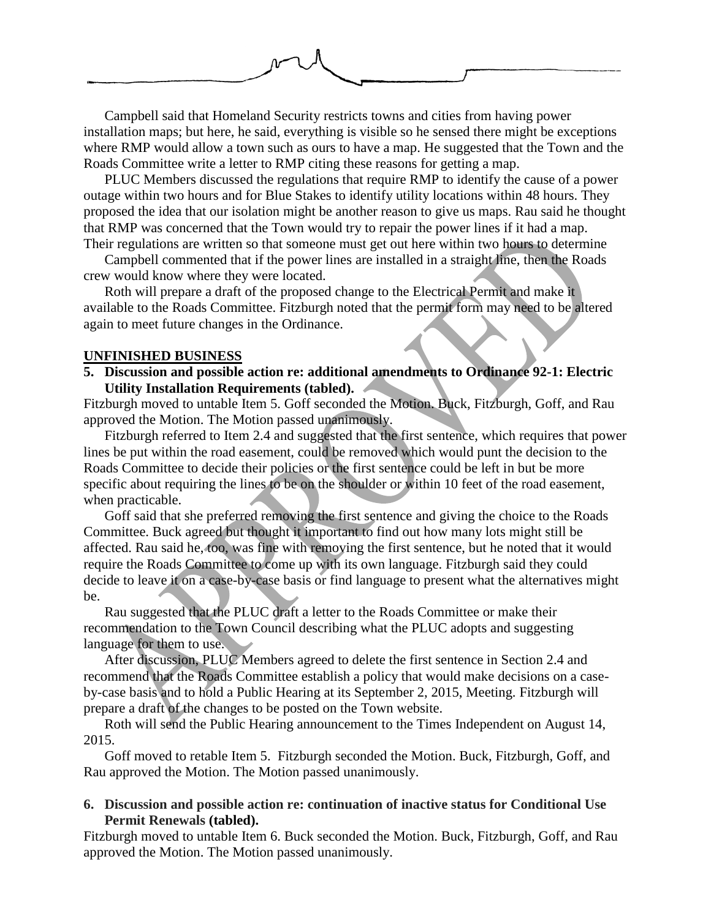Campbell said that Homeland Security restricts towns and cities from having power installation maps; but here, he said, everything is visible so he sensed there might be exceptions where RMP would allow a town such as ours to have a map. He suggested that the Town and the Roads Committee write a letter to RMP citing these reasons for getting a map.

PLUC Members discussed the regulations that require RMP to identify the cause of a power outage within two hours and for Blue Stakes to identify utility locations within 48 hours. They proposed the idea that our isolation might be another reason to give us maps. Rau said he thought that RMP was concerned that the Town would try to repair the power lines if it had a map. Their regulations are written so that someone must get out here within two hours to determine

Campbell commented that if the power lines are installed in a straight line, then the Roads crew would know where they were located.

Roth will prepare a draft of the proposed change to the Electrical Permit and make it available to the Roads Committee. Fitzburgh noted that the permit form may need to be altered again to meet future changes in the Ordinance.

## UNFINISHED BUSINESS

**5. Discussion and possible action re: additional amendments to Ordinance 92-1: Electric Utility Installation Requirements (tabled).**

Fitzburgh moved to untable Item 5. Goff seconded the Motion. Buck, Fitzburgh, Goff, and Rau approved the Motion. The Motion passed unanimously.

Fitzburgh referred to Item 2.4 and suggested that the first sentence, which requires that power lines be put within the road easement, could be removed which would punt the decision to the Roads Committee to decide their policies or the first sentence could be left in but be more specific about requiring the lines to be on the shoulder or within 10 feet of the road easement, when practicable.

Goff said that she preferred removing the first sentence and giving the choice to the Roads Committee. Buck agreed but thought it important to find out how many lots might still be affected. Rau said he, too, was fine with removing the first sentence, but he noted that it would require the Roads Committee to come up with its own language. Fitzburgh said they could decide to leave it on a case-by-case basis or find language to present what the alternatives might be.

Rau suggested that the PLUC draft a letter to the Roads Committee or make their recommendation to the Town Council describing what the PLUC adopts and suggesting language for them to use.

After discussion, PLUC Members agreed to delete the first sentence in Section 2.4 and recommend that the Roads Committee establish a policy that would make decisions on a case-by-case basis and to hold a Public Hearing at its September 2, 2015, Meeting. Fitzburgh will prepare a draft of the changes to be posted on the Town website.

Roth will send the Public Hearing announcement to the Times Independent on August 14, 2015.

Goff moved to retable Item 5. Fitzburgh seconded the Motion. Buck, Fitzburgh, Goff, and Rau approved the Motion. The Motion passed unanimously.

**6. Discussion and possible action re: continuation of inactive status for Conditional Use Permit Renewals (tabled).**

Fitzburgh moved to untable Item 6. Buck seconded the Motion. Buck, Fitzburgh, Goff, and Rau approved the Motion. The Motion passed unanimously.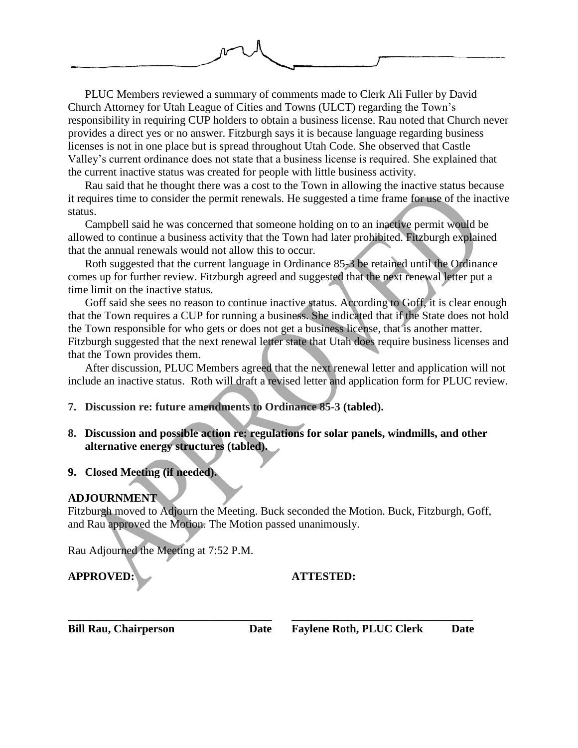PLUC Members reviewed a summary of comments made to Clerk Ali Fuller by David Church Attorney for Utah League of Cities and Towns (ULCT) regarding the Town's responsibility in requiring CUP holders to obtain a business license. Rau noted that Church never provides a direct yes or no answer. Fitzburgh says it is because language regarding business licenses is not in one place but is spread throughout Utah Code. She observed that Castle Valley's current ordinance does not state that a business license is required. She explained that the current inactive status was created for people with little business activity.

Rau said that he thought there was a cost to the Town in allowing the inactive status because it requires time to consider the permit renewals. He suggested a time frame for use of the inactive status.

Campbell said he was concerned that someone holding on to an inactive permit would be allowed to continue a business activity that the Town had later prohibited. Fitzburgh explained that the annual renewals would not allow this to occur.

Roth suggested that the current language in Ordinance 85-3 be retained until the Ordinance comes up for further review. Fitzburgh agreed and suggested that the next renewal letter put a time limit on the inactive status.

Goff said she sees no reason to continue inactive status. According to Goff, it is clear enough that the Town requires a CUP for running a business. She indicated that if the State does not hold the Town responsible for who gets or does not get a business license, that is another matter. Fitzburgh suggested that the next renewal letter state that Utah does require business licenses and that the Town provides them.

After discussion, PLUC Members agreed that the next renewal letter and application will not include an inactive status. Roth will draft a revised letter and application form for PLUC review.

**7. Discussion re: future amendments to Ordinance 85-3 (tabled).**

**8. Discussion and possible action re: regulations for solar panels, windmills, and other alternative energy structures (tabled).**

**9. Closed Meeting (if needed).**

**ADJOURNMENT**

Fitzburgh moved to Adjourn the Meeting. Buck seconded the Motion. Buck, Fitzburgh, Goff, and Rau approved the Motion. The Motion passed unanimously.

Rau Adjourned the Meeting at 7:52 P.M.

**APPROVED:** **ATTESTED:**

\_\_\_\_\_\_\_\_\_\_\_\_\_\_\_\_\_\_\_\_\_\_\_\_\_\_\_\_\_\_\_\_\_\_\_\_ \_\_\_\_\_\_\_\_\_\_\_\_\_\_\_\_\_\_\_\_\_\_\_\_\_\_\_\_\_\_\_\_\_\_\_\_

**Bill Rau, Chairperson Date** **Faylene Roth, PLUC Clerk Date**